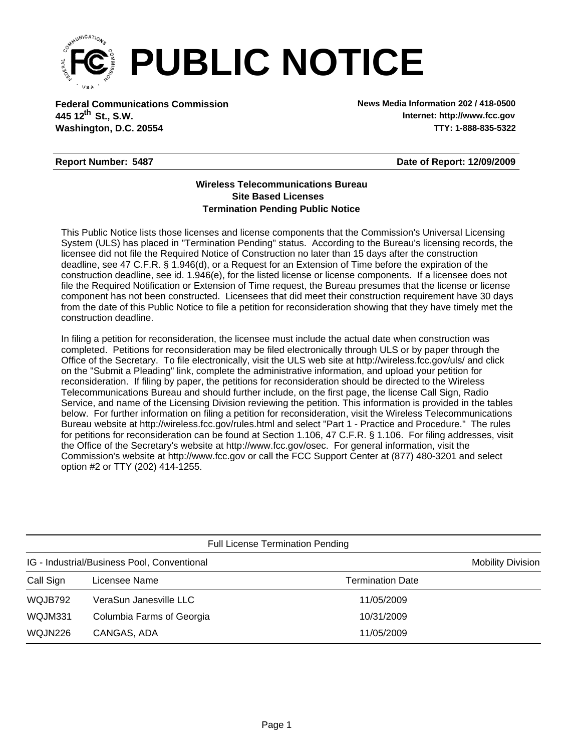# PUBLIC NOTICE

**Federal Communications Commission**
**445 12th St., S.W.**
**Washington, D.C. 20554**

**News Media Information 202 / 418-0500**
**Internet: http://www.fcc.gov**
**TTY: 1-888-835-5322**

**Report Number: 5487** | **Date of Report: 12/09/2009**

**Wireless Telecommunications Bureau**
**Site Based Licenses**
**Termination Pending Public Notice**

This Public Notice lists those licenses and license components that the Commission's Universal Licensing System (ULS) has placed in "Termination Pending" status. According to the Bureau's licensing records, the licensee did not file the Required Notice of Construction no later than 15 days after the construction deadline, see 47 C.F.R. § 1.946(d), or a Request for an Extension of Time before the expiration of the construction deadline, see id. 1.946(e), for the listed license or license components. If a licensee does not file the Required Notification or Extension of Time request, the Bureau presumes that the license or license component has not been constructed. Licensees that did meet their construction requirement have 30 days from the date of this Public Notice to file a petition for reconsideration showing that they have timely met the construction deadline.

In filing a petition for reconsideration, the licensee must include the actual date when construction was completed. Petitions for reconsideration may be filed electronically through ULS or by paper through the Office of the Secretary. To file electronically, visit the ULS web site at http://wireless.fcc.gov/uls/ and click on the "Submit a Pleading" link, complete the administrative information, and upload your petition for reconsideration. If filing by paper, the petitions for reconsideration should be directed to the Wireless Telecommunications Bureau and should further include, on the first page, the license Call Sign, Radio Service, and name of the Licensing Division reviewing the petition. This information is provided in the tables below. For further information on filing a petition for reconsideration, visit the Wireless Telecommunications Bureau website at http://wireless.fcc.gov/rules.html and select "Part 1 - Practice and Procedure." The rules for petitions for reconsideration can be found at Section 1.106, 47 C.F.R. § 1.106. For filing addresses, visit the Office of the Secretary's website at http://www.fcc.gov/osec. For general information, visit the Commission's website at http://www.fcc.gov or call the FCC Support Center at (877) 480-3201 and select option #2 or TTY (202) 414-1255.

Full License Termination Pending

IG - Industrial/Business Pool, Conventional — Mobility Division

| Call Sign | Licensee Name | Termination Date |
|---|---|---|
| WQJB792 | VeraSun Janesville LLC | 11/05/2009 |
| WQJM331 | Columbia Farms of Georgia | 10/31/2009 |
| WQJN226 | CANGAS, ADA | 11/05/2009 |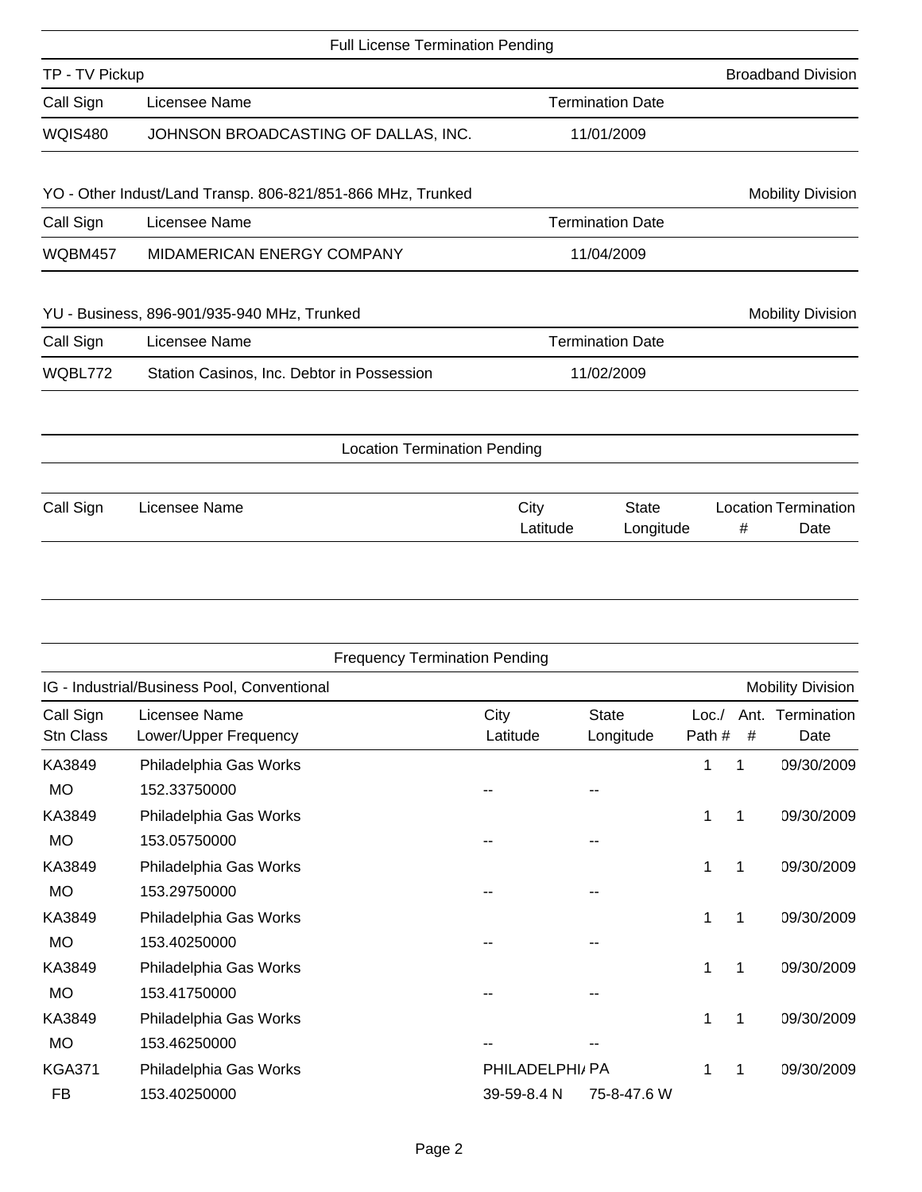## Full License Termination Pending

### TP - TV Pickup — Broadband Division

| Call Sign | Licensee Name | Termination Date |
|---|---|---|
| WQIS480 | JOHNSON BROADCASTING OF DALLAS, INC. | 11/01/2009 |

### YO - Other Indust/Land Transp. 806-821/851-866 MHz, Trunked — Mobility Division

| Call Sign | Licensee Name | Termination Date |
|---|---|---|
| WQBM457 | MIDAMERICAN ENERGY COMPANY | 11/04/2009 |

### YU - Business, 896-901/935-940 MHz, Trunked — Mobility Division

| Call Sign | Licensee Name | Termination Date |
|---|---|---|
| WQBL772 | Station Casinos, Inc. Debtor in Possession | 11/02/2009 |

## Location Termination Pending

| Call Sign | Licensee Name | City / Latitude | State / Longitude | Location # | Termination Date |
|---|---|---|---|---|---|

## Frequency Termination Pending

### IG - Industrial/Business Pool, Conventional — Mobility Division

| Call Sign / Stn Class | Licensee Name / Lower/Upper Frequency | City / Latitude | State / Longitude | Loc./ Path # | Ant. # | Termination Date |
|---|---|---|---|---|---|---|
| KA3849 | Philadelphia Gas Works | | | 1 | 1 | 09/30/2009 |
| MO | 152.33750000 | -- | -- | | | |
| KA3849 | Philadelphia Gas Works | | | 1 | 1 | 09/30/2009 |
| MO | 153.05750000 | -- | -- | | | |
| KA3849 | Philadelphia Gas Works | | | 1 | 1 | 09/30/2009 |
| MO | 153.29750000 | -- | -- | | | |
| KA3849 | Philadelphia Gas Works | | | 1 | 1 | 09/30/2009 |
| MO | 153.40250000 | -- | -- | | | |
| KA3849 | Philadelphia Gas Works | | | 1 | 1 | 09/30/2009 |
| MO | 153.41750000 | -- | -- | | | |
| KA3849 | Philadelphia Gas Works | | | 1 | 1 | 09/30/2009 |
| MO | 153.46250000 | -- | -- | | | |
| KGA371 | Philadelphia Gas Works | PHILADELPHIA | PA | 1 | 1 | 09/30/2009 |
| FB | 153.40250000 | 39-59-8.4 N | 75-8-47.6 W | | | |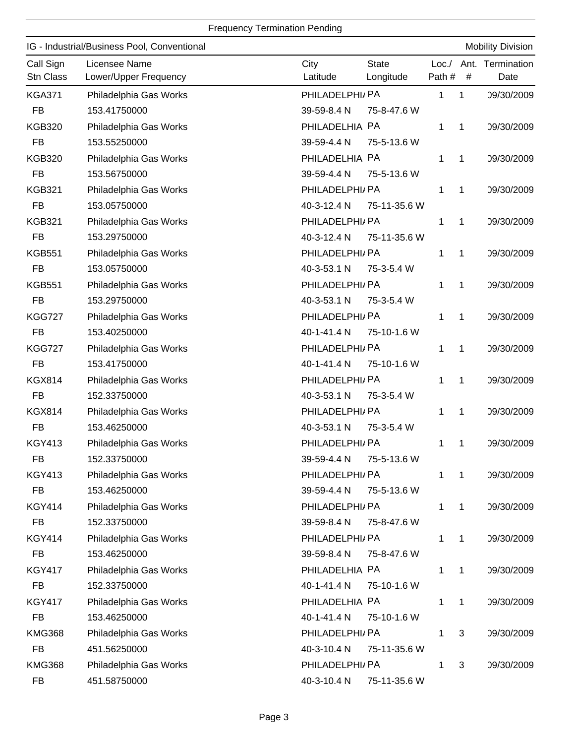Frequency Termination Pending

IG - Industrial/Business Pool, Conventional | Mobility Division

| Call Sign<br>Stn Class | Licensee Name<br>Lower/Upper Frequency | City<br>Latitude | State<br>Longitude | Loc./<br>Path # | Ant.<br># | Termination<br>Date |
|---|---|---|---|---|---|---|
| KGA371<br>FB | Philadelphia Gas Works<br>153.41750000 | PHILADELPHIA<br>39-59-8.4 N | PA<br>75-8-47.6 W | 1 | 1 | 09/30/2009 |
| KGB320<br>FB | Philadelphia Gas Works<br>153.55250000 | PHILADELHIA<br>39-59-4.4 N | PA<br>75-5-13.6 W | 1 | 1 | 09/30/2009 |
| KGB320<br>FB | Philadelphia Gas Works<br>153.56750000 | PHILADELHIA<br>39-59-4.4 N | PA<br>75-5-13.6 W | 1 | 1 | 09/30/2009 |
| KGB321<br>FB | Philadelphia Gas Works<br>153.05750000 | PHILADELPHIA<br>40-3-12.4 N | PA<br>75-11-35.6 W | 1 | 1 | 09/30/2009 |
| KGB321<br>FB | Philadelphia Gas Works<br>153.29750000 | PHILADELPHIA<br>40-3-12.4 N | PA<br>75-11-35.6 W | 1 | 1 | 09/30/2009 |
| KGB551<br>FB | Philadelphia Gas Works<br>153.05750000 | PHILADELPHIA<br>40-3-53.1 N | PA<br>75-3-5.4 W | 1 | 1 | 09/30/2009 |
| KGB551<br>FB | Philadelphia Gas Works<br>153.29750000 | PHILADELPHIA<br>40-3-53.1 N | PA<br>75-3-5.4 W | 1 | 1 | 09/30/2009 |
| KGG727<br>FB | Philadelphia Gas Works<br>153.40250000 | PHILADELPHIA<br>40-1-41.4 N | PA<br>75-10-1.6 W | 1 | 1 | 09/30/2009 |
| KGG727<br>FB | Philadelphia Gas Works<br>153.41750000 | PHILADELPHIA<br>40-1-41.4 N | PA<br>75-10-1.6 W | 1 | 1 | 09/30/2009 |
| KGX814<br>FB | Philadelphia Gas Works<br>152.33750000 | PHILADELPHIA<br>40-3-53.1 N | PA<br>75-3-5.4 W | 1 | 1 | 09/30/2009 |
| KGX814<br>FB | Philadelphia Gas Works<br>153.46250000 | PHILADELPHIA<br>40-3-53.1 N | PA<br>75-3-5.4 W | 1 | 1 | 09/30/2009 |
| KGY413<br>FB | Philadelphia Gas Works<br>152.33750000 | PHILADELPHIA<br>39-59-4.4 N | PA<br>75-5-13.6 W | 1 | 1 | 09/30/2009 |
| KGY413<br>FB | Philadelphia Gas Works<br>153.46250000 | PHILADELPHIA<br>39-59-4.4 N | PA<br>75-5-13.6 W | 1 | 1 | 09/30/2009 |
| KGY414<br>FB | Philadelphia Gas Works<br>152.33750000 | PHILADELPHIA<br>39-59-8.4 N | PA<br>75-8-47.6 W | 1 | 1 | 09/30/2009 |
| KGY414<br>FB | Philadelphia Gas Works<br>153.46250000 | PHILADELPHIA<br>39-59-8.4 N | PA<br>75-8-47.6 W | 1 | 1 | 09/30/2009 |
| KGY417<br>FB | Philadelphia Gas Works<br>152.33750000 | PHILADELHIA<br>40-1-41.4 N | PA<br>75-10-1.6 W | 1 | 1 | 09/30/2009 |
| KGY417<br>FB | Philadelphia Gas Works<br>153.46250000 | PHILADELHIA<br>40-1-41.4 N | PA<br>75-10-1.6 W | 1 | 1 | 09/30/2009 |
| KMG368<br>FB | Philadelphia Gas Works<br>451.56250000 | PHILADELPHIA<br>40-3-10.4 N | PA<br>75-11-35.6 W | 1 | 3 | 09/30/2009 |
| KMG368<br>FB | Philadelphia Gas Works<br>451.58750000 | PHILADELPHIA<br>40-3-10.4 N | PA<br>75-11-35.6 W | 1 | 3 | 09/30/2009 |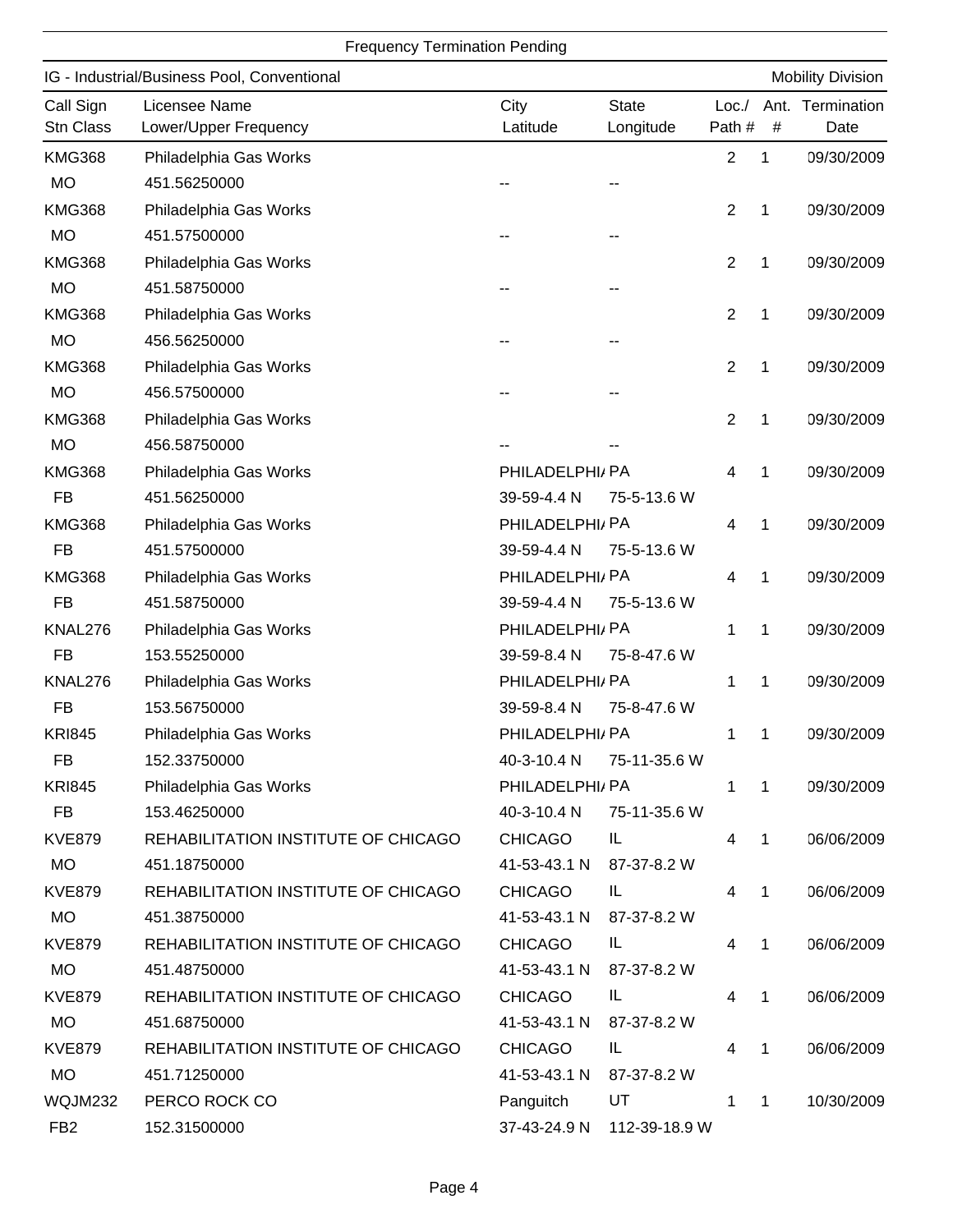Frequency Termination Pending

IG - Industrial/Business Pool, Conventional — Mobility Division

| Call Sign / Stn Class | Licensee Name / Lower/Upper Frequency | City / Latitude | State / Longitude | Loc./ Path # | Ant. # | Termination Date |
|---|---|---|---|---|---|---|
| KMG368 | Philadelphia Gas Works | | | 2 | 1 | 09/30/2009 |
| MO | 451.56250000 | -- | -- | | | |
| KMG368 | Philadelphia Gas Works | | | 2 | 1 | 09/30/2009 |
| MO | 451.57500000 | -- | -- | | | |
| KMG368 | Philadelphia Gas Works | | | 2 | 1 | 09/30/2009 |
| MO | 451.58750000 | -- | -- | | | |
| KMG368 | Philadelphia Gas Works | | | 2 | 1 | 09/30/2009 |
| MO | 456.56250000 | -- | -- | | | |
| KMG368 | Philadelphia Gas Works | | | 2 | 1 | 09/30/2009 |
| MO | 456.57500000 | -- | -- | | | |
| KMG368 | Philadelphia Gas Works | | | 2 | 1 | 09/30/2009 |
| MO | 456.58750000 | -- | -- | | | |
| KMG368 | Philadelphia Gas Works | PHILADELPHIA | PA | 4 | 1 | 09/30/2009 |
| FB | 451.56250000 | 39-59-4.4 N | 75-5-13.6 W | | | |
| KMG368 | Philadelphia Gas Works | PHILADELPHIA | PA | 4 | 1 | 09/30/2009 |
| FB | 451.57500000 | 39-59-4.4 N | 75-5-13.6 W | | | |
| KMG368 | Philadelphia Gas Works | PHILADELPHIA | PA | 4 | 1 | 09/30/2009 |
| FB | 451.58750000 | 39-59-4.4 N | 75-5-13.6 W | | | |
| KNAL276 | Philadelphia Gas Works | PHILADELPHIA | PA | 1 | 1 | 09/30/2009 |
| FB | 153.55250000 | 39-59-8.4 N | 75-8-47.6 W | | | |
| KNAL276 | Philadelphia Gas Works | PHILADELPHIA | PA | 1 | 1 | 09/30/2009 |
| FB | 153.56750000 | 39-59-8.4 N | 75-8-47.6 W | | | |
| KRI845 | Philadelphia Gas Works | PHILADELPHIA | PA | 1 | 1 | 09/30/2009 |
| FB | 152.33750000 | 40-3-10.4 N | 75-11-35.6 W | | | |
| KRI845 | Philadelphia Gas Works | PHILADELPHIA | PA | 1 | 1 | 09/30/2009 |
| FB | 153.46250000 | 40-3-10.4 N | 75-11-35.6 W | | | |
| KVE879 | REHABILITATION INSTITUTE OF CHICAGO | CHICAGO | IL | 4 | 1 | 06/06/2009 |
| MO | 451.18750000 | 41-53-43.1 N | 87-37-8.2 W | | | |
| KVE879 | REHABILITATION INSTITUTE OF CHICAGO | CHICAGO | IL | 4 | 1 | 06/06/2009 |
| MO | 451.38750000 | 41-53-43.1 N | 87-37-8.2 W | | | |
| KVE879 | REHABILITATION INSTITUTE OF CHICAGO | CHICAGO | IL | 4 | 1 | 06/06/2009 |
| MO | 451.48750000 | 41-53-43.1 N | 87-37-8.2 W | | | |
| KVE879 | REHABILITATION INSTITUTE OF CHICAGO | CHICAGO | IL | 4 | 1 | 06/06/2009 |
| MO | 451.68750000 | 41-53-43.1 N | 87-37-8.2 W | | | |
| KVE879 | REHABILITATION INSTITUTE OF CHICAGO | CHICAGO | IL | 4 | 1 | 06/06/2009 |
| MO | 451.71250000 | 41-53-43.1 N | 87-37-8.2 W | | | |
| WQJM232 | PERCO ROCK CO | Panguitch | UT | 1 | 1 | 10/30/2009 |
| FB2 | 152.31500000 | 37-43-24.9 N | 112-39-18.9 W | | | |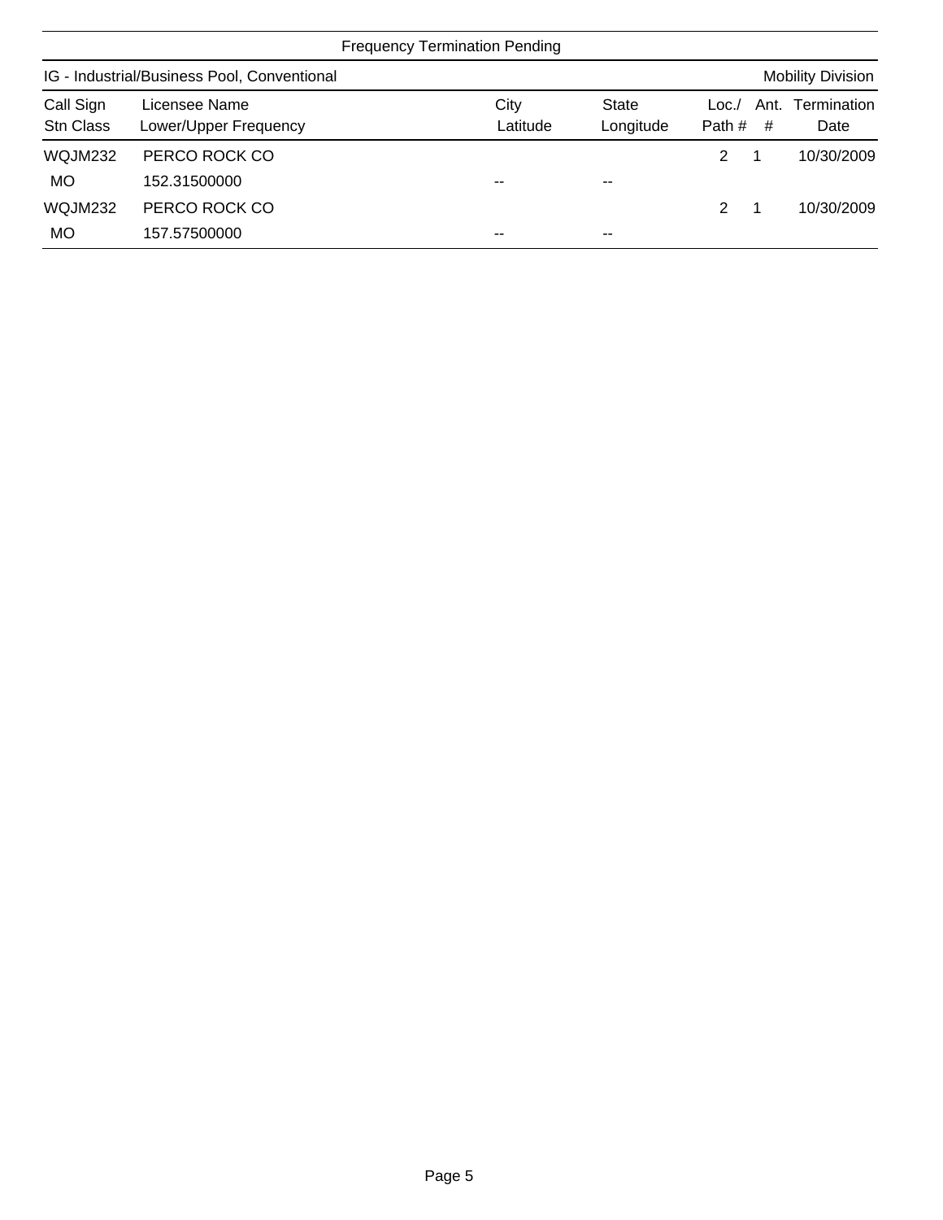Frequency Termination Pending

IG - Industrial/Business Pool, Conventional — Mobility Division

| Call Sign / Stn Class | Licensee Name / Lower/Upper Frequency | City / Latitude | State / Longitude | Loc./ Path # | Ant. # | Termination Date |
|---|---|---|---|---|---|---|
| WQJM232 | PERCO ROCK CO | | | 2 | 1 | 10/30/2009 |
| MO | 152.31500000 | -- | -- | | | |
| WQJM232 | PERCO ROCK CO | | | 2 | 1 | 10/30/2009 |
| MO | 157.57500000 | -- | -- | | | |